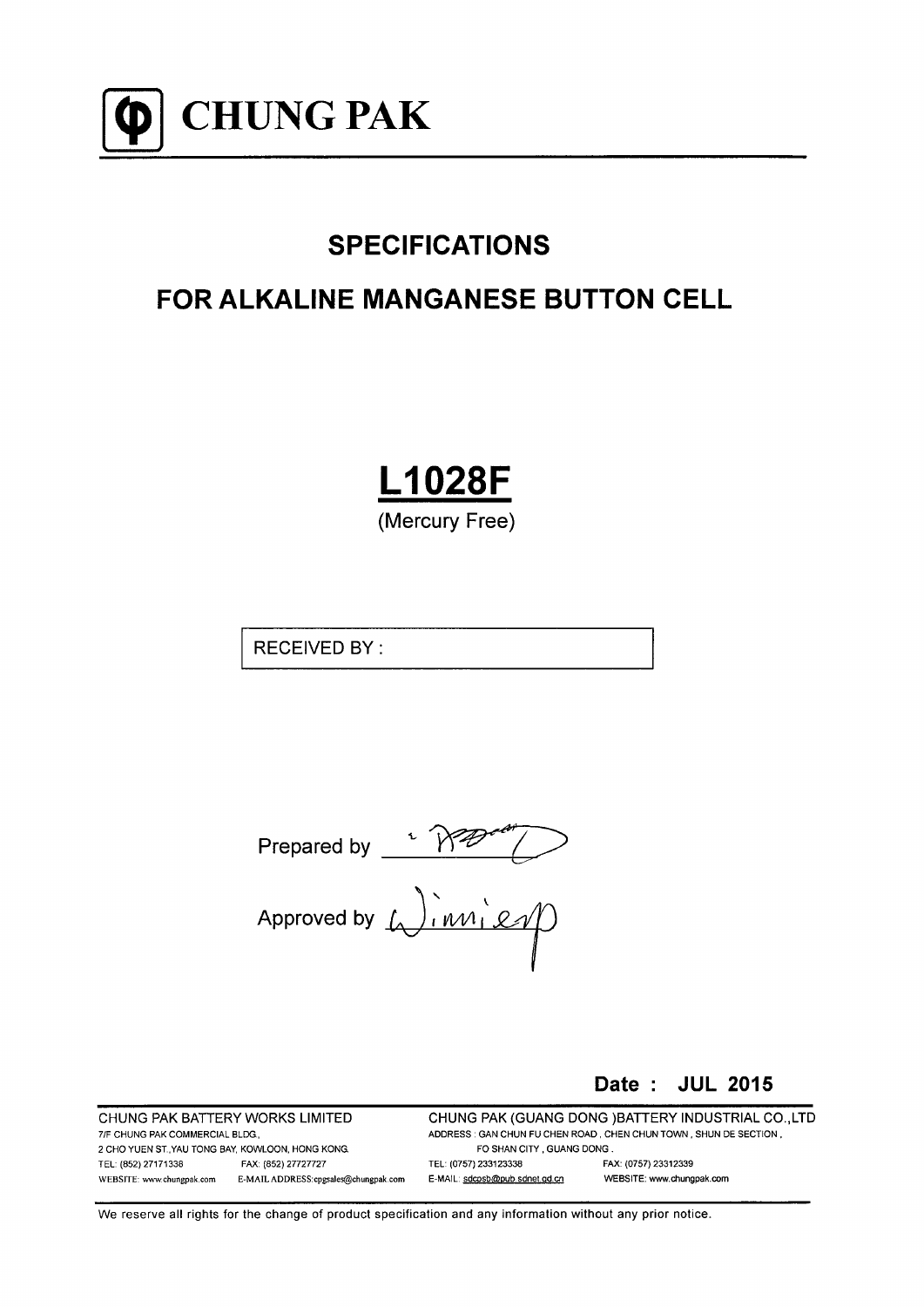# CHUNG PAK

## SPECIFICATIONS

## FOR ALKALINE MANGANESE BUTTON CELL

# L1028F

(Mercury Free)

RECEIVED BY :

Prepared by

Approved by

**Date : JUL 2015**

CHUNG PAK BATTERY WORKS LIMITED
7/F CHUNG PAK COMMERCIAL BLDG.,
2 CHO YUEN ST.,YAU TONG BAY, KOWLOON, HONG KONG.
TEL: (852) 27171338 FAX: (852) 27727727
WEBSITE: www.chungpak.com E-MAIL ADDRESS:cpgsales@chungpak.com

CHUNG PAK (GUANG DONG )BATTERY INDUSTRIAL CO.,LTD
ADDRESS : GAN CHUN FU CHEN ROAD , CHEN CHUN TOWN , SHUN DE SECTION ,
FO SHAN CITY , GUANG DONG .
TEL: (0757) 233123338 FAX: (0757) 23312339
E-MAIL: sdcpsb@pub.sdnet.gd.cn WEBSITE: www.chungpak.com

We reserve all rights for the change of product specification and any information without any prior notice.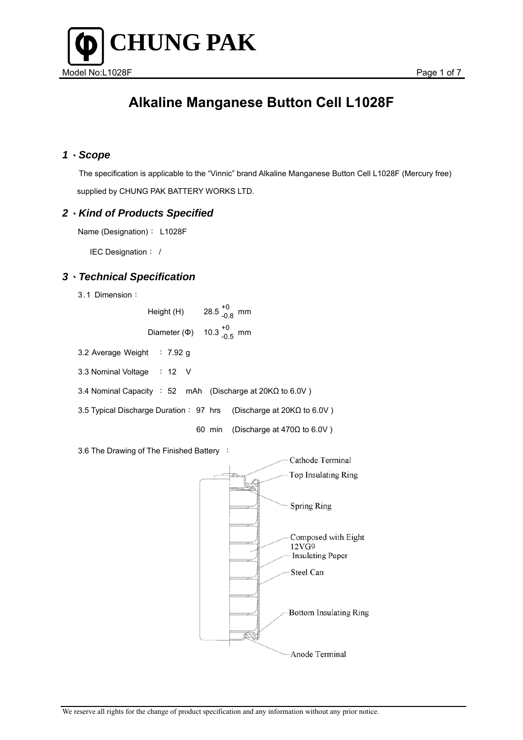# Alkaline Manganese Button Cell L1028F

## 1 、Scope

The specification is applicable to the "Vinnic" brand Alkaline Manganese Button Cell L1028F (Mercury free) supplied by CHUNG PAK BATTERY WORKS LTD.

## 2 、Kind of Products Specified

Name (Designation)： L1028F

IEC Designation： /

## 3 、Technical Specification

3.1 Dimension：

Height (H) $28.5^{+0}_{-0.8}$ mm

Diameter (Φ) $10.3^{+0}_{-0.5}$ mm

3.2 Average Weight ： 7.92 g

3.3 Nominal Voltage ： 12 V

3.4 Nominal Capacity ： 52 mAh (Discharge at 20KΩ to 6.0V )

3.5 Typical Discharge Duration： 97 hrs (Discharge at 20KΩ to 6.0V )

60 min (Discharge at 470Ω to 6.0V )

3.6 The Drawing of The Finished Battery ：

Cathode Terminal

Top Insulating Ring

Spring Ring

Composed with Eight 12VG9

Insulating Paper

Steel Can

Bottom Insulating Ring

Anode Terminal

We reserve all rights for the change of product specification and any information without any prior notice.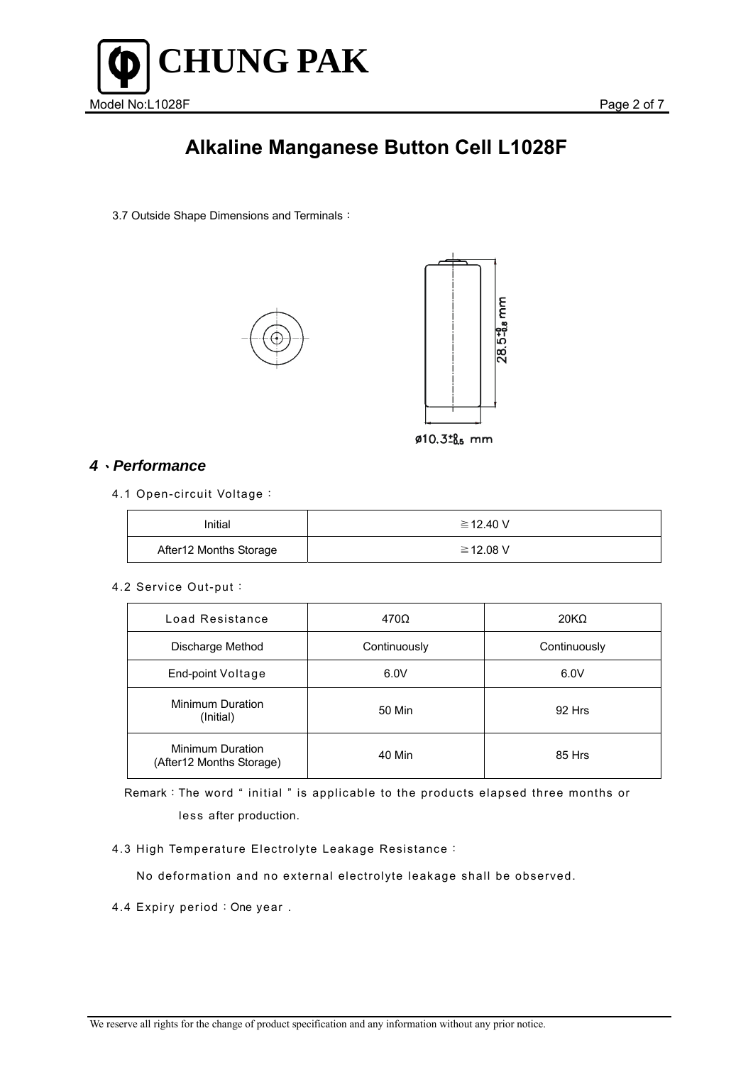# Alkaline Manganese Button Cell L1028F

3.7 Outside Shape Dimensions and Terminals：

$28.5^{+0}_{-0.8}$ mm

ø$10.3^{+0}_{-0.5}$ mm

## *4、Performance*

4.1 Open-circuit Voltage：

| Initial | ≧12.40 V |
|---|---|
| After12 Months Storage | ≧12.08 V |

4.2 Service Out-put：

| Load Resistance | 470Ω | 20KΩ |
|---|---|---|
| Discharge Method | Continuously | Continuously |
| End-point Voltage | 6.0V | 6.0V |
| Minimum Duration (Initial) | 50 Min | 92 Hrs |
| Minimum Duration (After12 Months Storage) | 40 Min | 85 Hrs |

Remark：The word " initial " is applicable to the products elapsed three months or less after production.

4.3 High Temperature Electrolyte Leakage Resistance：

No deformation and no external electrolyte leakage shall be observed.

4.4 Expiry period：One year .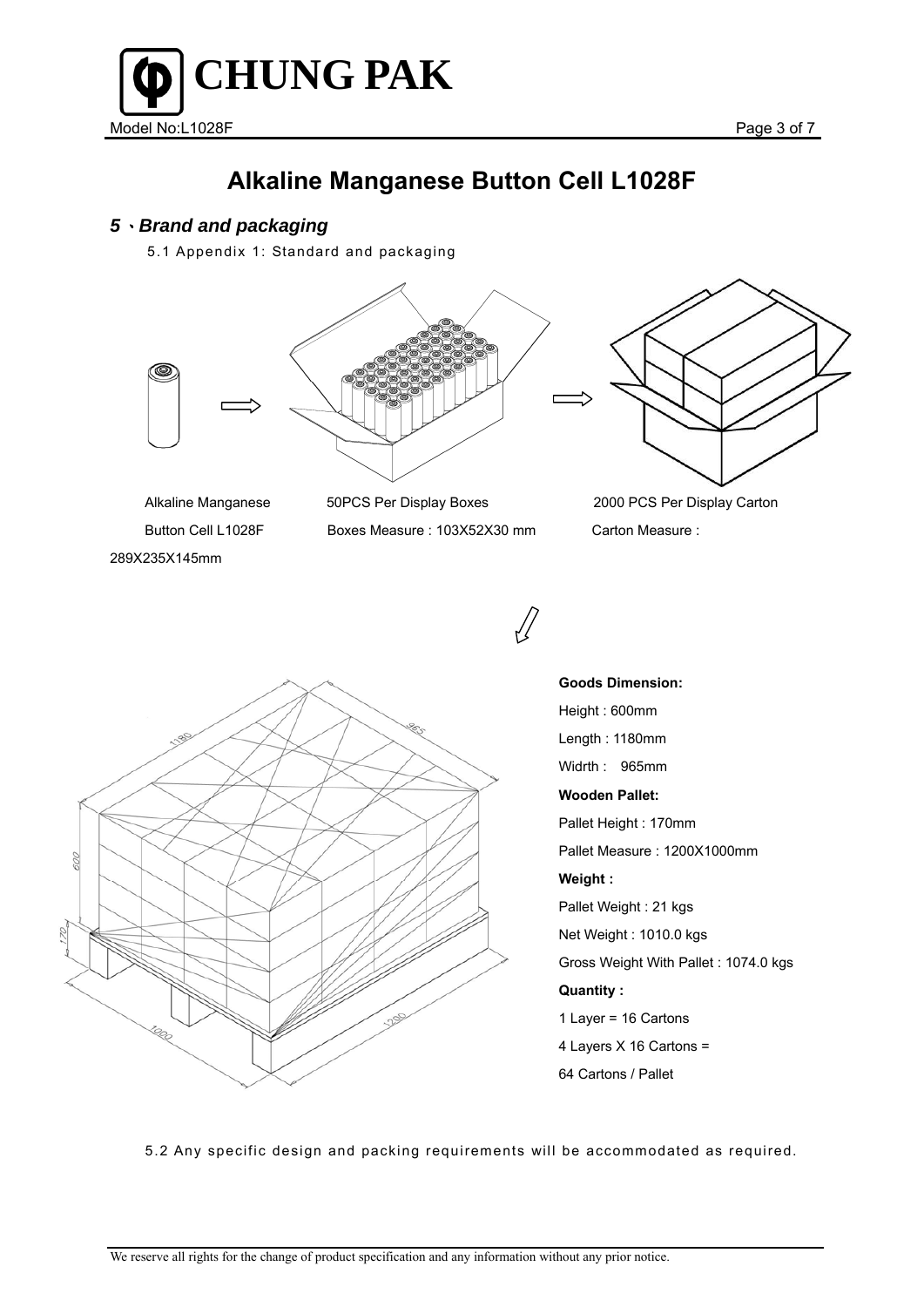# Alkaline Manganese Button Cell L1028F

## *5、Brand and packaging*

5.1 Appendix 1: Standard and packaging

Alkaline Manganese Button Cell L1028F

50PCS Per Display Boxes
Boxes Measure : 103X52X30 mm

2000 PCS Per Display Carton
Carton Measure : 289X235X145mm

**Goods Dimension:**

Height : 600mm

Length : 1180mm

Widrth : 965mm

**Wooden Pallet:**

Pallet Height : 170mm

Pallet Measure : 1200X1000mm

**Weight :**

Pallet Weight : 21 kgs

Net Weight : 1010.0 kgs

Gross Weight With Pallet : 1074.0 kgs

**Quantity :**

1 Layer = 16 Cartons

4 Layers X 16 Cartons =

64 Cartons / Pallet

5.2 Any specific design and packing requirements will be accommodated as required.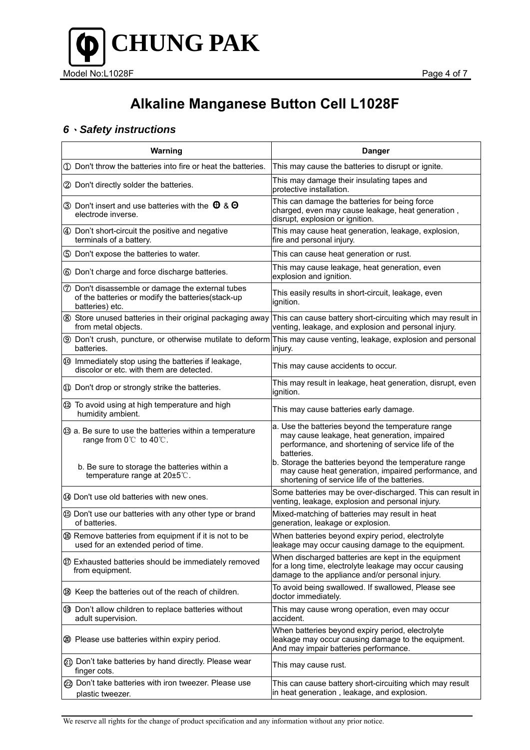# Alkaline Manganese Button Cell L1028F

## *6、Safety instructions*

| Warning | Danger |
|---|---|
| ① Don't throw the batteries into fire or heat the batteries. | This may cause the batteries to disrupt or ignite. |
| ② Don't directly solder the batteries. | This may damage their insulating tapes and protective installation. |
| ③ Don't insert and use batteries with the ⊕ & ⊖ electrode inverse. | This can damage the batteries for being force charged, even may cause leakage, heat generation , disrupt, explosion or ignition. |
| ④ Don't short-circuit the positive and negative terminals of a battery. | This may cause heat generation, leakage, explosion, fire and personal injury. |
| ⑤ Don't expose the batteries to water. | This can cause heat generation or rust. |
| ⑥ Don't charge and force discharge batteries. | This may cause leakage, heat generation, even explosion and ignition. |
| ⑦ Don't disassemble or damage the external tubes of the batteries or modify the batteries(stack-up batteries) etc. | This easily results in short-circuit, leakage, even ignition. |
| ⑧ Store unused batteries in their original packaging away from metal objects. | This can cause battery short-circuiting which may result in venting, leakage, and explosion and personal injury. |
| ⑨ Don't crush, puncture, or otherwise mutilate to deform batteries. | This may cause venting, leakage, explosion and personal injury. |
| ⑩ Immediately stop using the batteries if leakage, discolor or etc. with them are detected. | This may cause accidents to occur. |
| ⑪ Don't drop or strongly strike the batteries. | This may result in leakage, heat generation, disrupt, even ignition. |
| ⑫ To avoid using at high temperature and high humidity ambient. | This may cause batteries early damage. |
| ⑬ a. Be sure to use the batteries within a temperature range from 0℃ to 40℃.<br>b. Be sure to storage the batteries within a temperature range at 20±5℃. | a. Use the batteries beyond the temperature range may cause leakage, heat generation, impaired performance, and shortening of service life of the batteries.<br>b. Storage the batteries beyond the temperature range may cause heat generation, impaired performance, and shortening of service life of the batteries. |
| ⑭ Don't use old batteries with new ones. | Some batteries may be over-discharged. This can result in venting, leakage, explosion and personal injury. |
| ⑮ Don't use our batteries with any other type or brand of batteries. | Mixed-matching of batteries may result in heat generation, leakage or explosion. |
| ⑯ Remove batteries from equipment if it is not to be used for an extended period of time. | When batteries beyond expiry period, electrolyte leakage may occur causing damage to the equipment. |
| ⑰ Exhausted batteries should be immediately removed from equipment. | When discharged batteries are kept in the equipment for a long time, electrolyte leakage may occur causing damage to the appliance and/or personal injury. |
| ⑱ Keep the batteries out of the reach of children. | To avoid being swallowed. If swallowed, Please see doctor immediately. |
| ⑲ Don't allow children to replace batteries without adult supervision. | This may cause wrong operation, even may occur accident. |
| ⑳ Please use batteries within expiry period. | When batteries beyond expiry period, electrolyte leakage may occur causing damage to the equipment. And may impair batteries performance. |
| ㉑ Don't take batteries by hand directly. Please wear finger cots. | This may cause rust. |
| ㉒ Don't take batteries with iron tweezer. Please use plastic tweezer. | This can cause battery short-circuiting which may result in heat generation , leakage, and explosion. |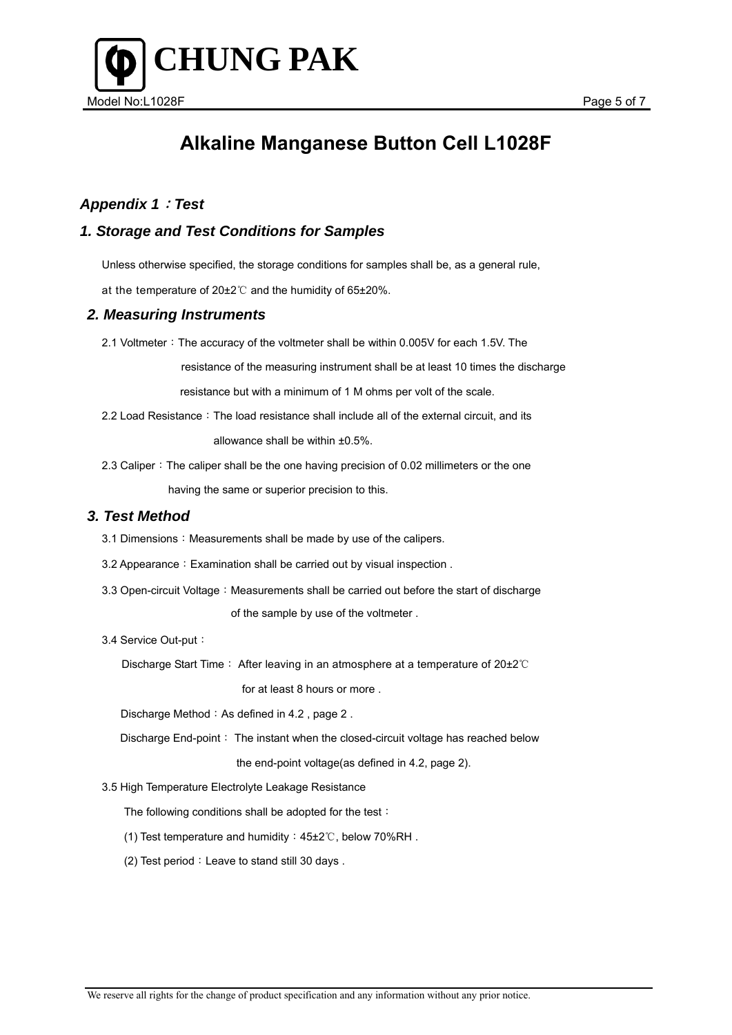# Alkaline Manganese Button Cell L1028F

## *Appendix 1：Test*

## *1. Storage and Test Conditions for Samples*

Unless otherwise specified, the storage conditions for samples shall be, as a general rule, at the temperature of 20±2℃ and the humidity of 65±20%.

## *2. Measuring Instruments*

2.1 Voltmeter：The accuracy of the voltmeter shall be within 0.005V for each 1.5V. The resistance of the measuring instrument shall be at least 10 times the discharge resistance but with a minimum of 1 M ohms per volt of the scale.

2.2 Load Resistance：The load resistance shall include all of the external circuit, and its allowance shall be within ±0.5%.

2.3 Caliper：The caliper shall be the one having precision of 0.02 millimeters or the one having the same or superior precision to this.

## *3. Test Method*

3.1 Dimensions：Measurements shall be made by use of the calipers.

3.2 Appearance：Examination shall be carried out by visual inspection .

3.3 Open-circuit Voltage：Measurements shall be carried out before the start of discharge of the sample by use of the voltmeter .

3.4 Service Out-put：

Discharge Start Time： After leaving in an atmosphere at a temperature of 20±2℃ for at least 8 hours or more .

Discharge Method：As defined in 4.2 , page 2 .

Discharge End-point： The instant when the closed-circuit voltage has reached below the end-point voltage(as defined in 4.2, page 2).

3.5 High Temperature Electrolyte Leakage Resistance

The following conditions shall be adopted for the test：

(1) Test temperature and humidity：45±2℃, below 70%RH .

(2) Test period：Leave to stand still 30 days .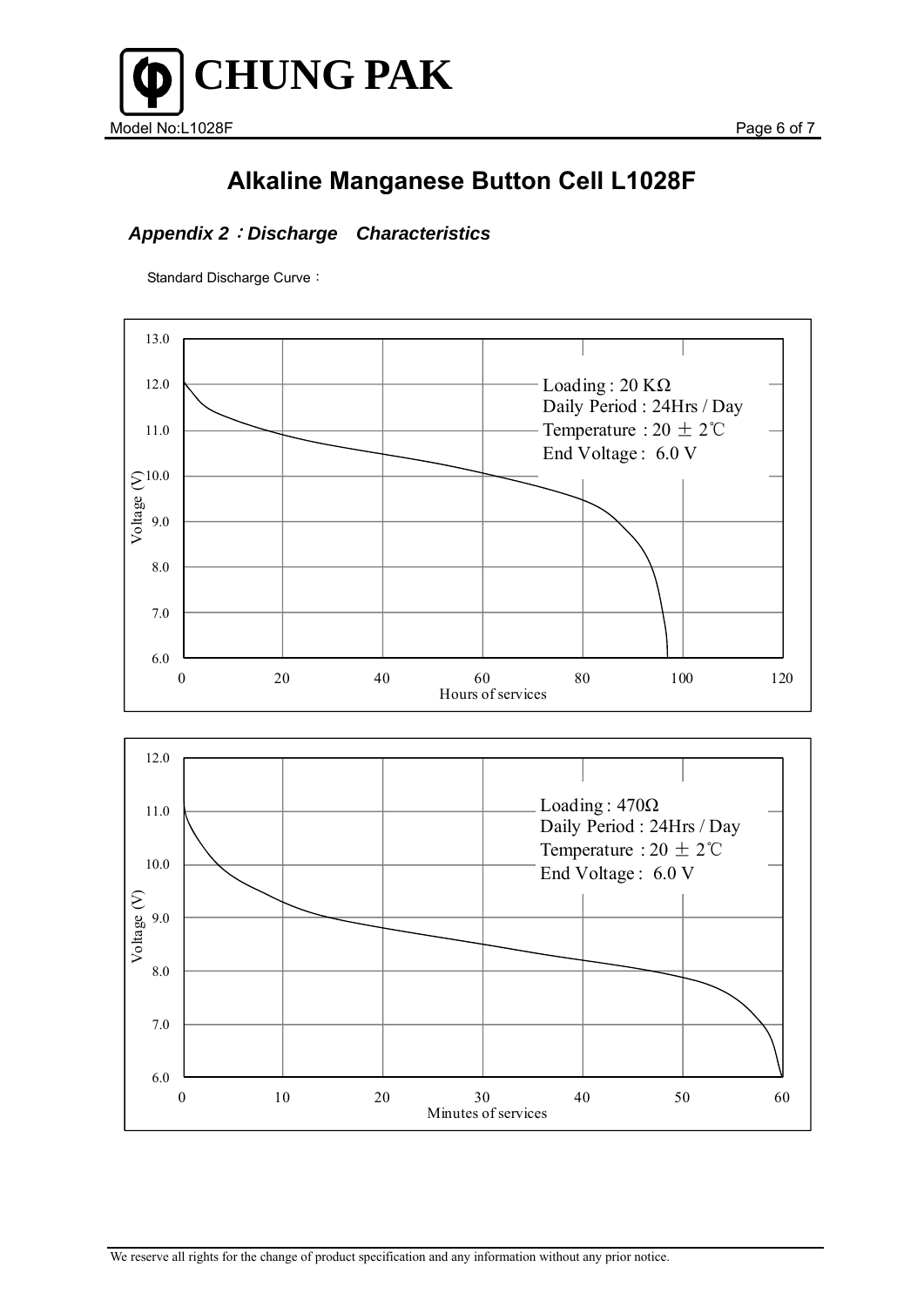# Alkaline Manganese Button Cell L1028F

### *Appendix 2：Discharge　Characteristics*

Standard Discharge Curve：

Loading : 20 KΩ
Daily Period : 24Hrs / Day
Temperature : 20 ± 2℃
End Voltage : 6.0 V

Loading : 470Ω
Daily Period : 24Hrs / Day
Temperature : 20 ± 2℃
End Voltage : 6.0 V

We reserve all rights for the change of product specification and any information without any prior notice.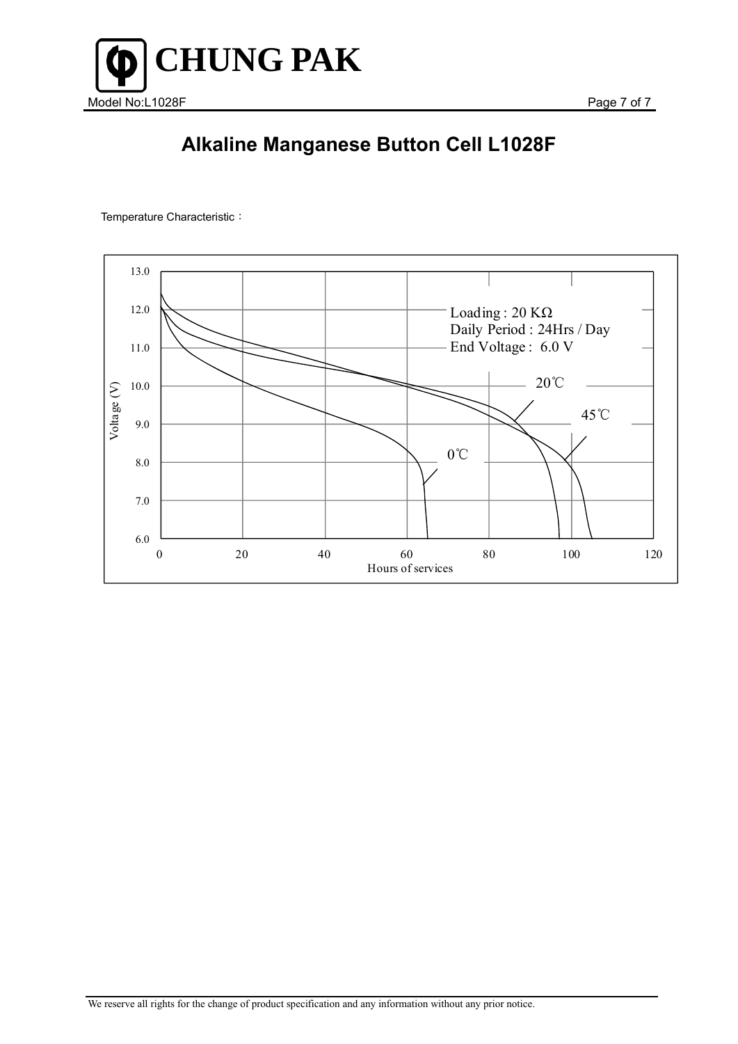# Alkaline Manganese Button Cell L1028F

Temperature Characteristic：

Loading : 20 KΩ
Daily Period : 24Hrs / Day
End Voltage : 6.0 V

20℃
45℃
0℃

Voltage (V)
13.0
12.0
11.0
10.0
9.0
8.0
7.0
6.0

Hours of services
0
20
40
60
80
100
120

We reserve all rights for the change of product specification and any information without any prior notice.